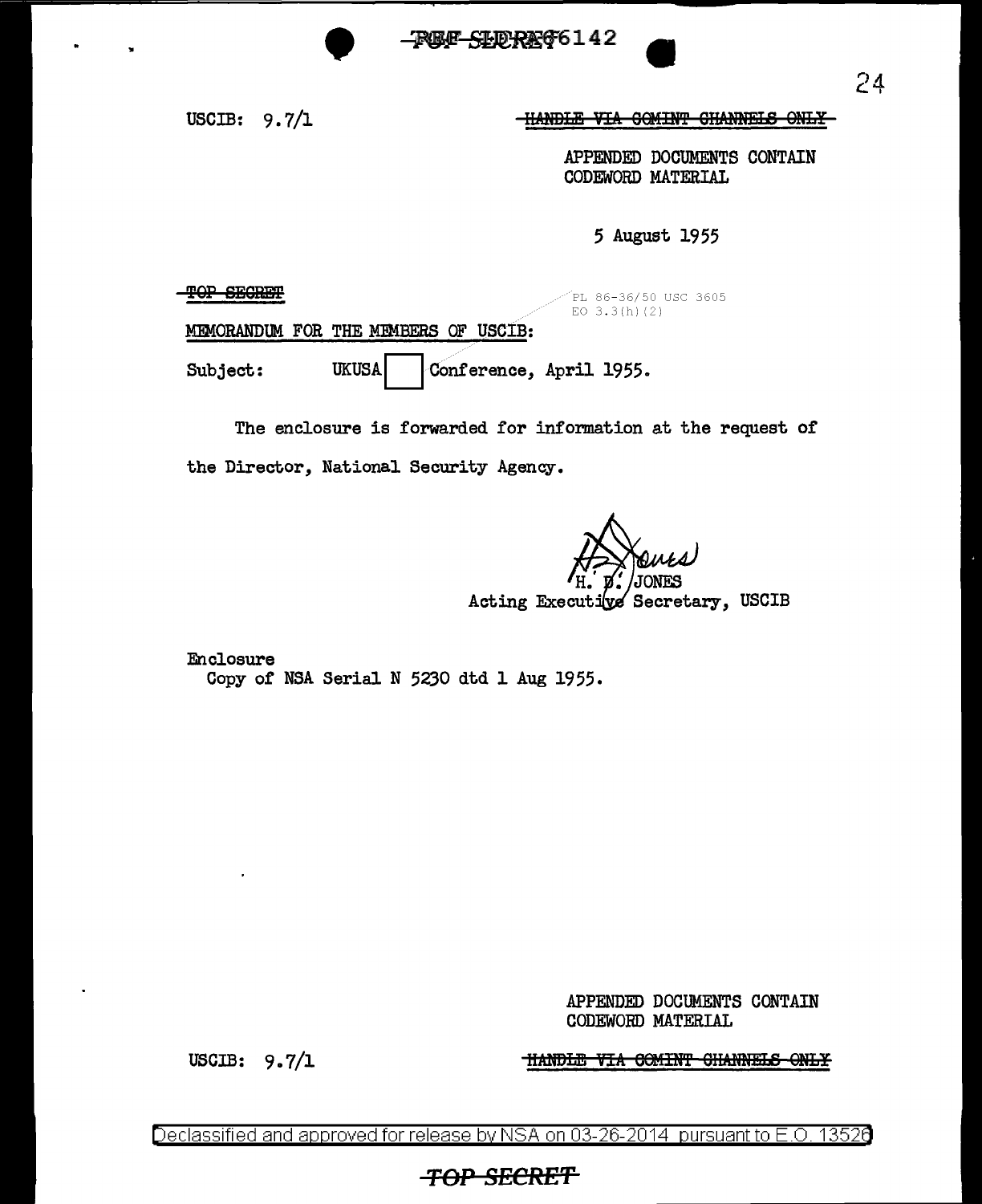TOP SECRET 66142

USCIB: 9.7/1

~~HANDLE VIA COMINT CHANNELS ONLY~~

APPENDED DOCUMENTS CONTAIN CODEWORD MATERIAL

5 August 1955

~~TOP SECRET~~

PL 86-36/50 USC 3605
EO 3.3(h)(2)

MEMORANDUM FOR THE MEMBERS OF USCIB:

Subject: UKUSA [ ] Conference, April 1955.

The enclosure is forwarded for information at the request of the Director, National Security Agency.

H. D. JONES
Acting Executive Secretary, USCIB

Enclosure
Copy of NSA Serial N 5230 dtd 1 Aug 1955.

APPENDED DOCUMENTS CONTAIN CODEWORD MATERIAL

USCIB: 9.7/1

~~HANDLE VIA COMINT CHANNELS ONLY~~

Declassified and approved for release by NSA on 03-26-2014 pursuant to E.O. 13526

~~TOP SECRET~~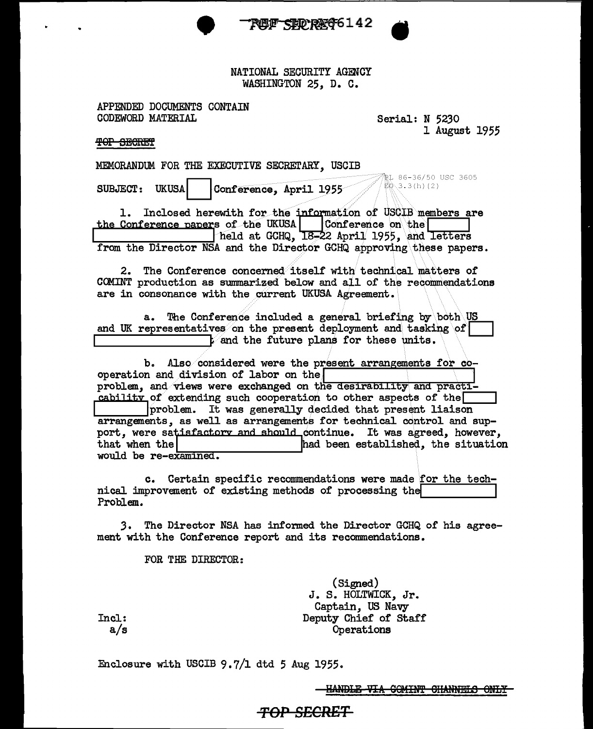NATIONAL SECURITY AGENCY
WASHINGTON 25, D. C.

APPENDED DOCUMENTS CONTAIN
CODEWORD MATERIAL

Serial: N 5230
1 August 1955

~~TOP SECRET~~

MEMORANDUM FOR THE EXECUTIVE SECRETARY, USCIB

PL 86-36/50 USC 3605
EO 3.3(h)(2)

SUBJECT: UKUSA [ ] Conference, April 1955

1. Inclosed herewith for the information of USCIB members are the Conference papers of the UKUSA [ ] Conference on the [ ] [ ] held at GCHQ, 18-22 April 1955, and letters from the Director NSA and the Director GCHQ approving these papers.

2. The Conference concerned itself with technical matters of COMINT production as summarized below and all of the recommendations are in consonance with the current UKUSA Agreement.

a. The Conference included a general briefing by both US and UK representatives on the present deployment and tasking of [ ] [ ] and the future plans for these units.

b. Also considered were the present arrangements for co-operation and division of labor on the [ ] problem, and views were exchanged on the desirability and practicability of extending such cooperation to other aspects of the [ ] problem. It was generally decided that present liaison arrangements, as well as arrangements for technical control and support, were satisfactory and should continue. It was agreed, however, that when the [ ] had been established, the situation would be re-examined.

c. Certain specific recommendations were made for the technical improvement of existing methods of processing the [ ] Problem.

3. The Director NSA has informed the Director GCHQ of his agreement with the Conference report and its recommendations.

FOR THE DIRECTOR:

(Signed)
J. S. HOLTWICK, Jr.
Captain, US Navy
Deputy Chief of Staff
Operations

Incl:
a/s

Enclosure with USCIB 9.7/1 dtd 5 Aug 1955.

~~HANDLE VIA COMINT CHANNELS ONLY~~

~~TOP SECRET~~